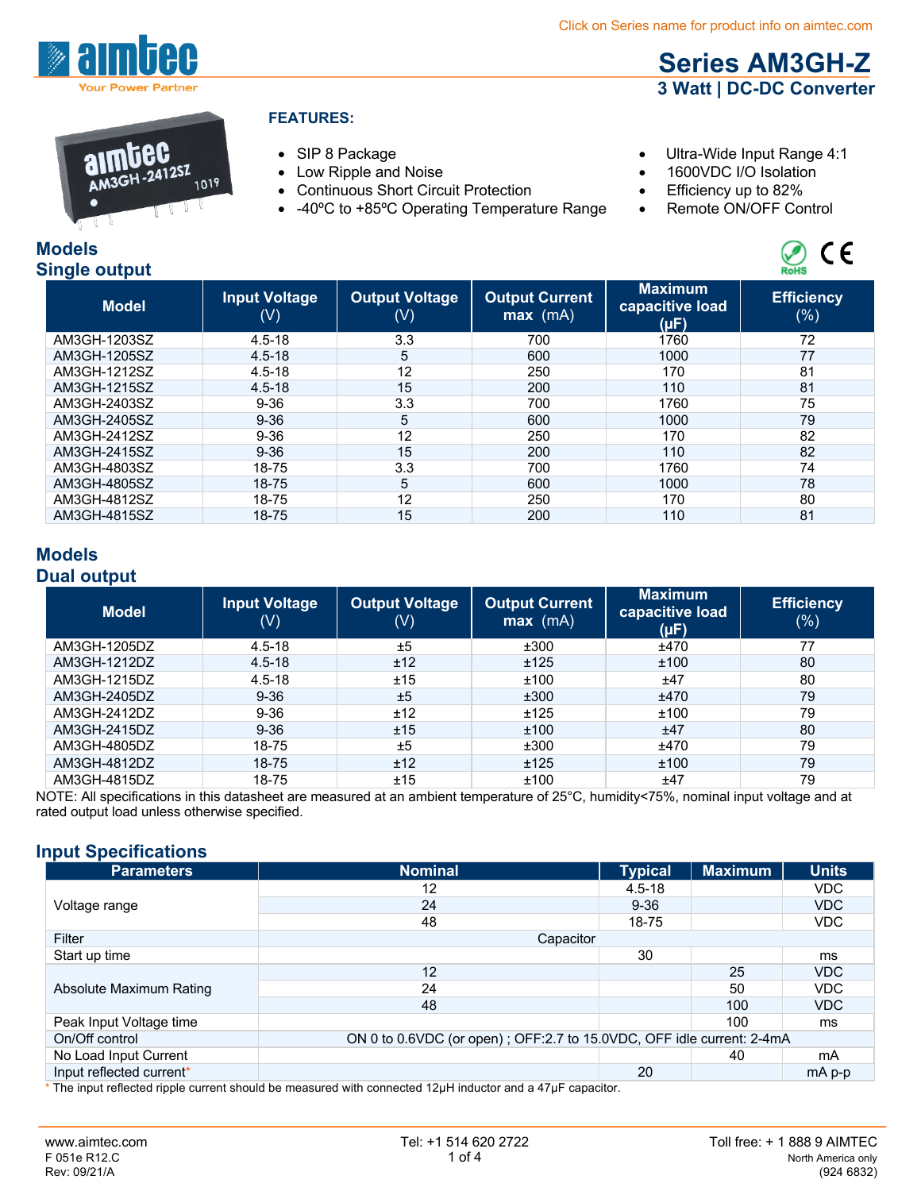Click on Series name for product info on aimtec.com

# Series AM3GH-Z

## 3 Watt | DC-DC Converter

**FEATURES:**

- SIP 8 Package
- Low Ripple and Noise
- Continuous Short Circuit Protection
- -40ºC to +85ºC Operating Temperature Range
- Ultra-Wide Input Range 4:1
- 1600VDC I/O Isolation
- Efficiency up to 82%
- Remote ON/OFF Control

## Models
### Single output

| Model | Input Voltage (V) | Output Voltage (V) | Output Current max (mA) | Maximum capacitive load (µF) | Efficiency (%) |
|---|---|---|---|---|---|
| AM3GH-1203SZ | 4.5-18 | 3.3 | 700 | 1760 | 72 |
| AM3GH-1205SZ | 4.5-18 | 5 | 600 | 1000 | 77 |
| AM3GH-1212SZ | 4.5-18 | 12 | 250 | 170 | 81 |
| AM3GH-1215SZ | 4.5-18 | 15 | 200 | 110 | 81 |
| AM3GH-2403SZ | 9-36 | 3.3 | 700 | 1760 | 75 |
| AM3GH-2405SZ | 9-36 | 5 | 600 | 1000 | 79 |
| AM3GH-2412SZ | 9-36 | 12 | 250 | 170 | 82 |
| AM3GH-2415SZ | 9-36 | 15 | 200 | 110 | 82 |
| AM3GH-4803SZ | 18-75 | 3.3 | 700 | 1760 | 74 |
| AM3GH-4805SZ | 18-75 | 5 | 600 | 1000 | 78 |
| AM3GH-4812SZ | 18-75 | 12 | 250 | 170 | 80 |
| AM3GH-4815SZ | 18-75 | 15 | 200 | 110 | 81 |

## Models
### Dual output

| Model | Input Voltage (V) | Output Voltage (V) | Output Current max (mA) | Maximum capacitive load (µF) | Efficiency (%) |
|---|---|---|---|---|---|
| AM3GH-1205DZ | 4.5-18 | ±5 | ±300 | ±470 | 77 |
| AM3GH-1212DZ | 4.5-18 | ±12 | ±125 | ±100 | 80 |
| AM3GH-1215DZ | 4.5-18 | ±15 | ±100 | ±47 | 80 |
| AM3GH-2405DZ | 9-36 | ±5 | ±300 | ±470 | 79 |
| AM3GH-2412DZ | 9-36 | ±12 | ±125 | ±100 | 79 |
| AM3GH-2415DZ | 9-36 | ±15 | ±100 | ±47 | 80 |
| AM3GH-4805DZ | 18-75 | ±5 | ±300 | ±470 | 79 |
| AM3GH-4812DZ | 18-75 | ±12 | ±125 | ±100 | 79 |
| AM3GH-4815DZ | 18-75 | ±15 | ±100 | ±47 | 79 |

NOTE: All specifications in this datasheet are measured at an ambient temperature of 25°C, humidity<75%, nominal input voltage and at rated output load unless otherwise specified.

## Input Specifications

| Parameters | Nominal | Typical | Maximum | Units |
|---|---|---|---|---|
| Voltage range | 12 | 4.5-18 | | VDC |
| | 24 | 9-36 | | VDC |
| | 48 | 18-75 | | VDC |
| Filter | Capacitor | | | |
| Start up time | | 30 | | ms |
| Absolute Maximum Rating | 12 | | 25 | VDC |
| | 24 | | 50 | VDC |
| | 48 | | 100 | VDC |
| Peak Input Voltage time | | | 100 | ms |
| On/Off control | ON 0 to 0.6VDC (or open) ; OFF:2.7 to 15.0VDC, OFF idle current: 2-4mA | | | |
| No Load Input Current | | | 40 | mA |
| Input reflected current* | | 20 | | mA p-p |

* The input reflected ripple current should be measured with connected 12µH inductor and a 47µF capacitor.

www.aimtec.com Tel: +1 514 620 2722 Toll free: + 1 888 9 AIMTEC
F 051e R12.C North America only
Rev: 09/21/A (924 6832)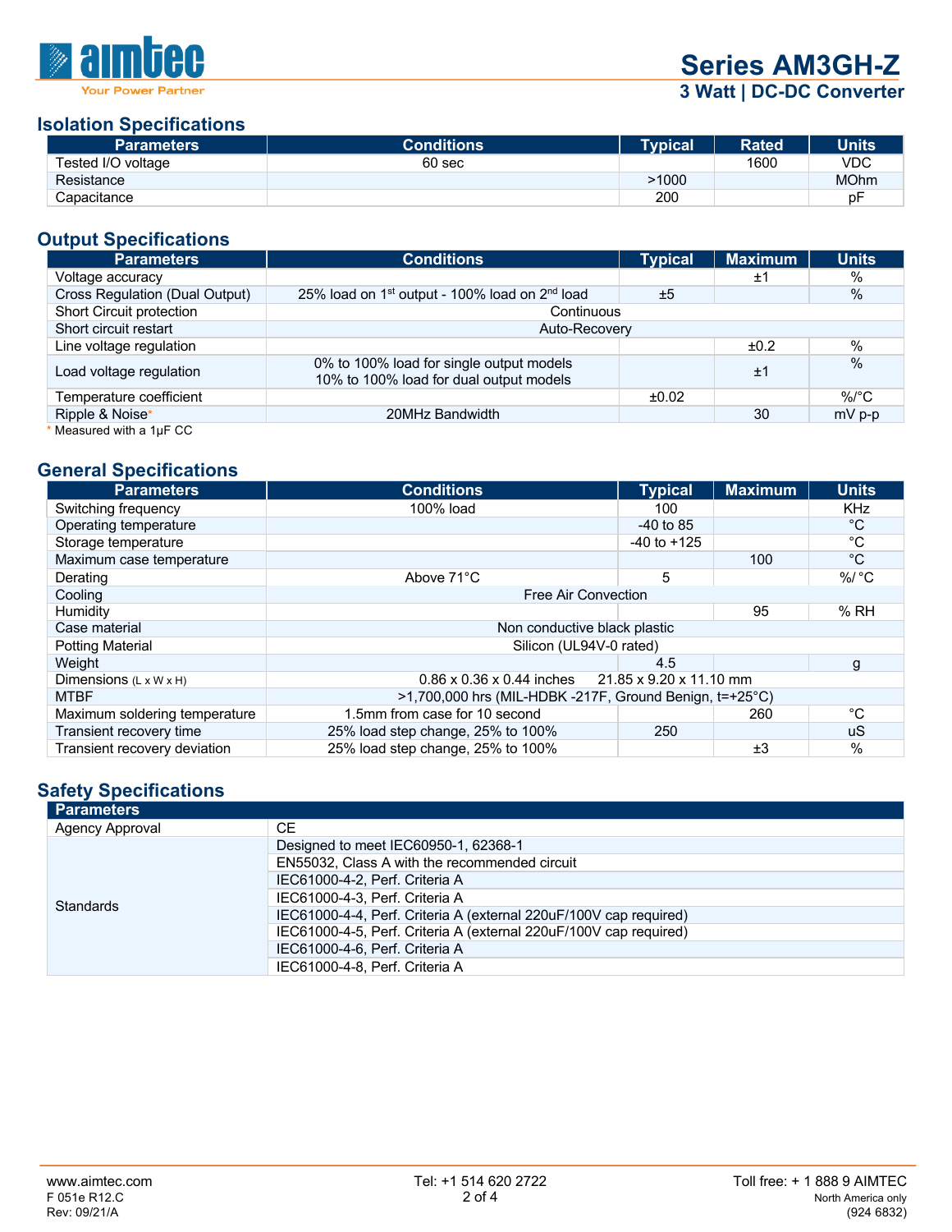## Isolation Specifications

| Parameters | Conditions | Typical | Rated | Units |
|---|---|---|---|---|
| Tested I/O voltage | 60 sec | | 1600 | VDC |
| Resistance | | >1000 | | MOhm |
| Capacitance | | 200 | | pF |

## Output Specifications

| Parameters | Conditions | Typical | Maximum | Units |
|---|---|---|---|---|
| Voltage accuracy | | | ±1 | % |
| Cross Regulation (Dual Output) | 25% load on 1st output - 100% load on 2nd load | ±5 | | % |
| Short Circuit protection | Continuous | | | |
| Short circuit restart | Auto-Recovery | | | |
| Line voltage regulation | | | ±0.2 | % |
| Load voltage regulation | 0% to 100% load for single output models<br>10% to 100% load for dual output models | | ±1 | % |
| Temperature coefficient | | ±0.02 | | %/°C |
| Ripple & Noise* | 20MHz Bandwidth | | 30 | mV p-p |

* Measured with a 1µF CC

## General Specifications

| Parameters | Conditions | Typical | Maximum | Units |
|---|---|---|---|---|
| Switching frequency | 100% load | 100 | | KHz |
| Operating temperature | | -40 to 85 | | °C |
| Storage temperature | | -40 to +125 | | °C |
| Maximum case temperature | | | 100 | °C |
| Derating | Above 71°C | 5 | | %/ °C |
| Cooling | Free Air Convection | | | |
| Humidity | | | 95 | % RH |
| Case material | Non conductive black plastic | | | |
| Potting Material | Silicon (UL94V-0 rated) | | | |
| Weight | | 4.5 | | g |
| Dimensions (L x W x H) | 0.86 x 0.36 x 0.44 inches &nbsp;&nbsp; 21.85 x 9.20 x 11.10 mm | | | |
| MTBF | >1,700,000 hrs (MIL-HDBK -217F, Ground Benign, t=+25°C) | | | |
| Maximum soldering temperature | 1.5mm from case for 10 second | | 260 | °C |
| Transient recovery time | 25% load step change, 25% to 100% | 250 | | uS |
| Transient recovery deviation | 25% load step change, 25% to 100% | | ±3 | % |

## Safety Specifications

| Parameters | |
|---|---|
| Agency Approval | CE |
| Standards | Designed to meet IEC60950-1, 62368-1 |
| | EN55032, Class A with the recommended circuit |
| | IEC61000-4-2, Perf. Criteria A |
| | IEC61000-4-3, Perf. Criteria A |
| | IEC61000-4-4, Perf. Criteria A (external 220uF/100V cap required) |
| | IEC61000-4-5, Perf. Criteria A (external 220uF/100V cap required) |
| | IEC61000-4-6, Perf. Criteria A |
| | IEC61000-4-8, Perf. Criteria A |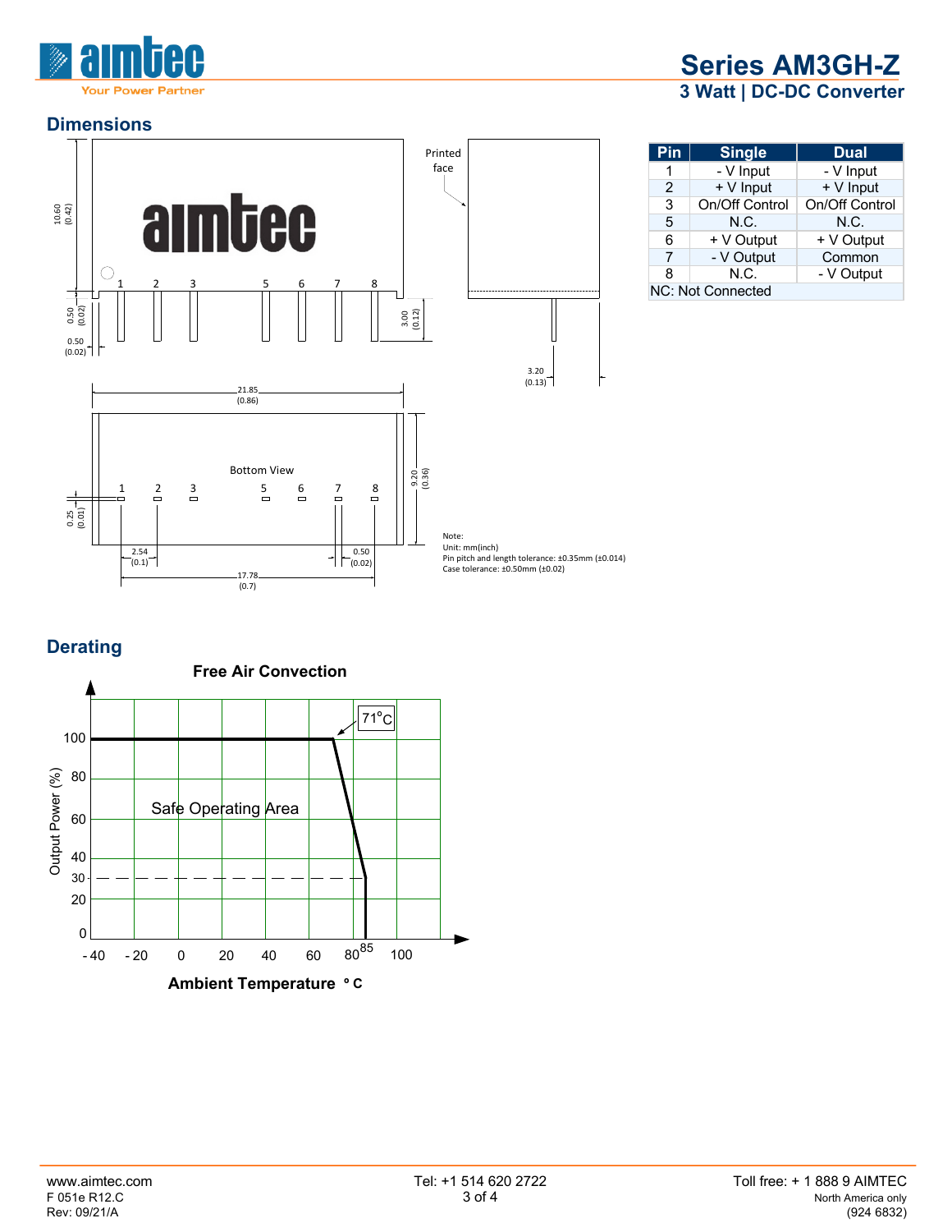## Dimensions

Printed face

Bottom View

Note:
Unit: mm(inch)
Pin pitch and length tolerance: ±0.35mm (±0.014)
Case tolerance: ±0.50mm (±0.02)

| Pin | Single | Dual |
|---|---|---|
| 1 | - V Input | - V Input |
| 2 | + V Input | + V Input |
| 3 | On/Off Control | On/Off Control |
| 5 | N.C. | N.C. |
| 6 | + V Output | + V Output |
| 7 | - V Output | Common |
| 8 | N.C. | - V Output |
| NC: Not Connected | | |

## Derating

**Free Air Convection**

Safe Operating Area

71°C

Output Power (%)

**Ambient Temperature °C**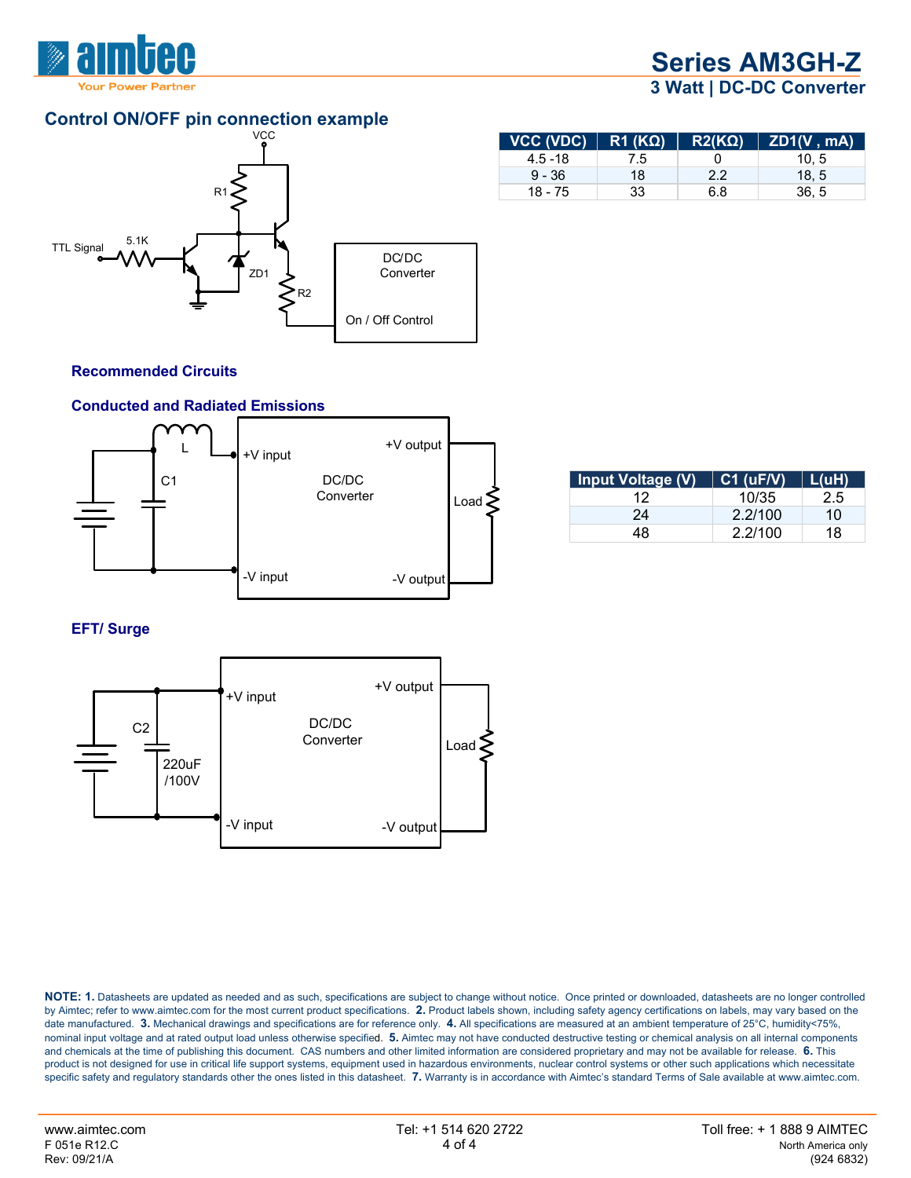## Control ON/OFF pin connection example

VCC
R1
TTL Signal
5.1K
ZD1
R2
DC/DC Converter
On / Off Control

| VCC (VDC) | R1 (KΩ) | R2(KΩ) | ZD1(V , mA) |
|---|---|---|---|
| 4.5 -18 | 7.5 | 0 | 10, 5 |
| 9 - 36 | 18 | 2.2 | 18, 5 |
| 18 - 75 | 33 | 6.8 | 36, 5 |

### Recommended Circuits

### Conducted and Radiated Emissions

L
C1
+V input
DC/DC Converter
+V output
Load
-V input
-V output

| Input Voltage (V) | C1 (uF/V) | L(uH) |
|---|---|---|
| 12 | 10/35 | 2.5 |
| 24 | 2.2/100 | 10 |
| 48 | 2.2/100 | 18 |

### EFT/ Surge

C2
220uF /100V
+V input
DC/DC Converter
+V output
Load
-V input
-V output

**NOTE: 1.** Datasheets are updated as needed and as such, specifications are subject to change without notice. Once printed or downloaded, datasheets are no longer controlled by Aimtec; refer to www.aimtec.com for the most current product specifications. **2.** Product labels shown, including safety agency certifications on labels, may vary based on the date manufactured. **3.** Mechanical drawings and specifications are for reference only. **4.** All specifications are measured at an ambient temperature of 25°C, humidity<75%, nominal input voltage and at rated output load unless otherwise specified. **5.** Aimtec may not have conducted destructive testing or chemical analysis on all internal components and chemicals at the time of publishing this document. CAS numbers and other limited information are considered proprietary and may not be available for release. **6.** This product is not designed for use in critical life support systems, equipment used in hazardous environments, nuclear control systems or other such applications which necessitate specific safety and regulatory standards other the ones listed in this datasheet. **7.** Warranty is in accordance with Aimtec's standard Terms of Sale available at www.aimtec.com.